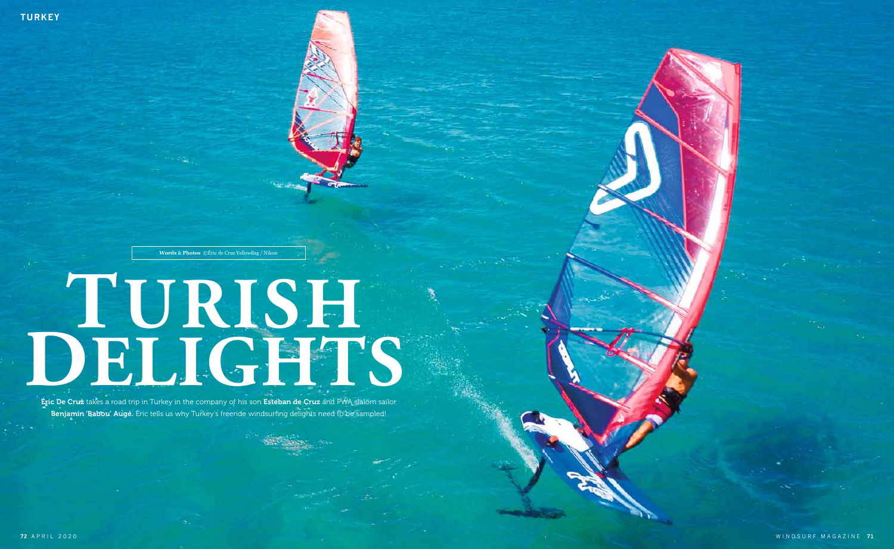Words & Photos ©Eric de Cruz Yellowflag / Nikon

# TURISH DELIGHTS

**Éric De Cruz** takes a road trip in Turkey in the company of his son **Esteban de Cruz** and PWA slalom sailor **Benjamin 'Babou' Augé.** Éric tells us why Turkey's freeride windsurfing delights need to be sampled!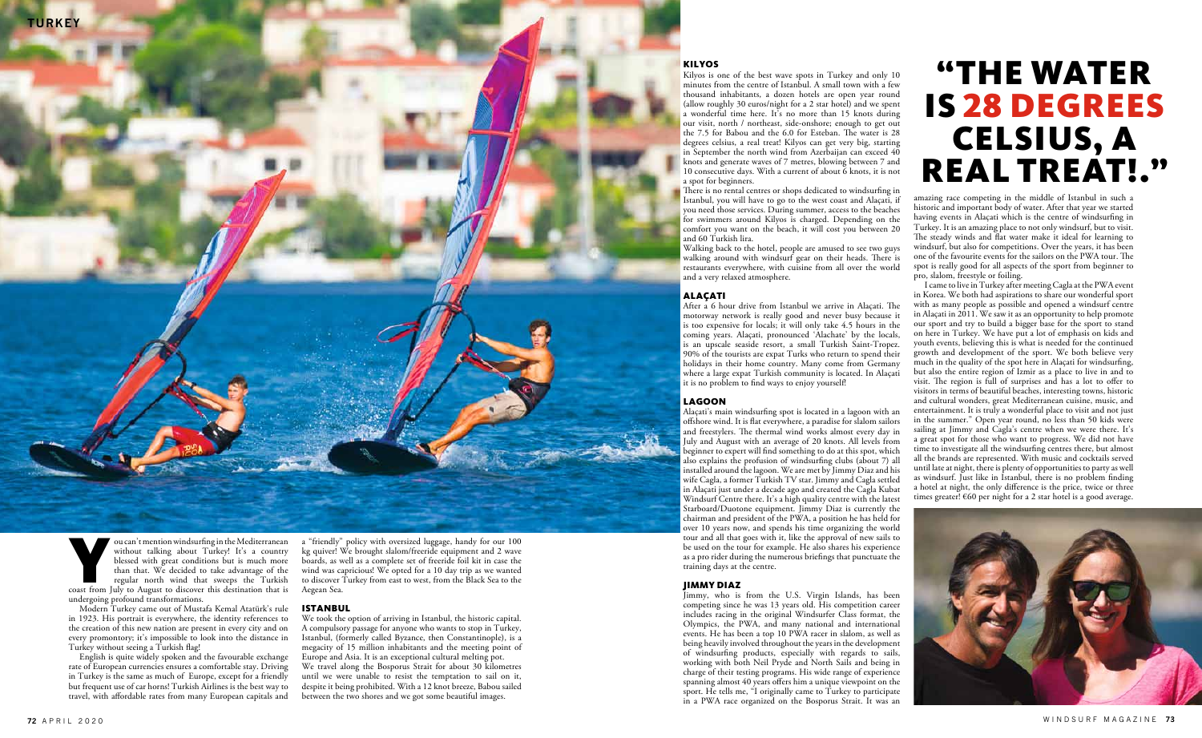You can't mention windsurfing in the Mediterranean without talking about Turkey! It's a country blessed with great conditions but is much more than that. We decided to take advantage of the regular north wind that sweeps the Turkish coast from July to August to discover this destination that is undergoing profound transformations.

Modern Turkey came out of Mustafa Kemal Atatürk's rule in 1923. His portrait is everywhere, the identity references to the creation of this new nation are present in every city and on every promontory; it's impossible to look into the distance in Turkey without seeing a Turkish flag!

English is quite widely spoken and the favourable exchange rate of European currencies ensures a comfortable stay. Driving in Turkey is the same as much of Europe, except for a friendly but frequent use of car horns! Turkish Airlines is the best way to travel, with affordable rates from many European capitals and a "friendly" policy with oversized luggage, handy for our 100 kg quiver! We brought slalom/freeride equipment and 2 wave boards, as well as a complete set of freeride foil kit in case the wind was capricious! We opted for a 10 day trip as we wanted to discover Turkey from east to west, from the Black Sea to the Aegean Sea.

## ISTANBUL

We took the option of arriving in Istanbul, the historic capital. A compulsory passage for anyone who wants to stop in Turkey, Istanbul, (formerly called Byzance, then Constantinople), is a megacity of 15 million inhabitants and the meeting point of Europe and Asia. It is an exceptional cultural melting pot.

We travel along the Bosporus Strait for about 30 kilometres until we were unable to resist the temptation to sail on it, despite it being prohibited. With a 12 knot breeze, Babou sailed between the two shores and we got some beautiful images.

## KILYOS

Kilyos is one of the best wave spots in Turkey and only 10 minutes from the centre of Istanbul. A small town with a few thousand inhabitants, a dozen hotels are open year round (allow roughly 30 euros/night for a 2 star hotel) and we spent a wonderful time here. It's no more than 15 knots during our visit, north / northeast, side-onshore; enough to get out the 7.5 for Babou and the 6.0 for Esteban. The water is 28 degrees celsius, a real treat! Kilyos can get very big, starting in September the north wind from Azerbaijan can exceed 40 knots and generate waves of 7 metres, blowing between 7 and 10 consecutive days. With a current of about 6 knots, it is not a spot for beginners.

There is no rental centres or shops dedicated to windsurfing in Istanbul, you will have to go to the west coast and Alaçati, if you need those services. During summer, access to the beaches for swimmers around Kilyos is charged. Depending on the comfort you want on the beach, it will cost you between 20 and 60 Turkish lira.

Walking back to the hotel, people are amused to see two guys walking around with windsurf gear on their heads. There is restaurants everywhere, with cuisine from all over the world and a very relaxed atmosphere.

## ALAÇATI

After a 6 hour drive from Istanbul we arrive in Alaçati. The motorway network is really good and never busy because it is too expensive for locals; it will only take 4.5 hours in the coming years. Alaçati, pronounced 'Alachate' by the locals, is an upscale seaside resort, a small Turkish Saint-Tropez. 90% of the tourists are expat Turks who return to spend their holidays in their home country. Many come from Germany where a large expat Turkish community is located. In Alaçati it is no problem to find ways to enjoy yourself!

## LAGOON

Alaçati's main windsurfing spot is located in a lagoon with an offshore wind. It is flat everywhere, a paradise for slalom sailors and freestylers. The thermal wind works almost every day in July and August with an average of 20 knots. All levels from beginner to expert will find something to do at this spot, which also explains the profusion of windsurfing clubs (about 7) all installed around the lagoon. We are met by Jimmy Diaz and his wife Cagla, a former Turkish TV star. Jimmy and Cagla settled in Alaçati just under a decade ago and created the Cagla Kubat Windsurf Centre there. It's a high quality centre with the latest Starboard/Duotone equipment. Jimmy Diaz is currently the chairman and president of the PWA, a position he has held for over 10 years now, and spends his time organizing the world tour and all that goes with it, like the approval of new sails to be used on the tour for example. He also shares his experience as a pro rider during the numerous briefings that punctuate the training days at the centre.

## JIMMY DIAZ

Jimmy, who is from the U.S. Virgin Islands, has been competing since he was 13 years old. His competition career includes racing in the original Windsurfer Class format, the Olympics, the PWA, and many national and international events. He has been a top 10 PWA racer in slalom, as well as being heavily involved throughout the years in the development of windsurfing products, especially with regards to sails, working with both Neil Pryde and North Sails and being in charge of their testing programs. His wide range of experience spanning almost 40 years offers him a unique viewpoint on the sport. He tells me, "I originally came to Turkey to participate in a PWA race organized on the Bosporus Strait. It was an amazing race competing in the middle of Istanbul in such a historic and important body of water. After that year we started having events in Alaçati which is the centre of windsurfing in Turkey. It is an amazing place to not only windsurf, but to visit. The steady winds and flat water make it ideal for learning to windsurf, but also for competitions. Over the years, it has been one of the favourite events for the sailors on the PWA tour. The spot is really good for all aspects of the sport from beginner to pro, slalom, freestyle or foiling.

# "THE WATER IS 28 DEGREES CELSIUS, A REAL TREAT!."

I came to live in Turkey after meeting Cagla at the PWA event in Korea. We both had aspirations to share our wonderful sport with as many people as possible and opened a windsurf centre in Alaçati in 2011. We saw it as an opportunity to help promote our sport and try to build a bigger base for the sport to stand on here in Turkey. We have put a lot of emphasis on kids and youth events, believing this is what is needed for the continued growth and development of the sport. We both believe very much in the quality of the spot here in Alaçati for windsurfing, but also the entire region of Izmir as a place to live in and to visit. The region is full of surprises and has a lot to offer to visitors in terms of beautiful beaches, interesting towns, historic and cultural wonders, great Mediterranean cuisine, music, and entertainment. It is truly a wonderful place to visit and not just in the summer." Open year round, no less than 50 kids were sailing at Jimmy and Cagla's centre when we were there. It's a great spot for those who want to progress. We did not have time to investigate all the windsurfing centres there, but almost all the brands are represented. With music and cocktails served until late at night, there is plenty of opportunities to party as well as windsurf. Just like in Istanbul, there is no problem finding a hotel at night, the only difference is the price, twice or three times greater! €60 per night for a 2 star hotel is a good average.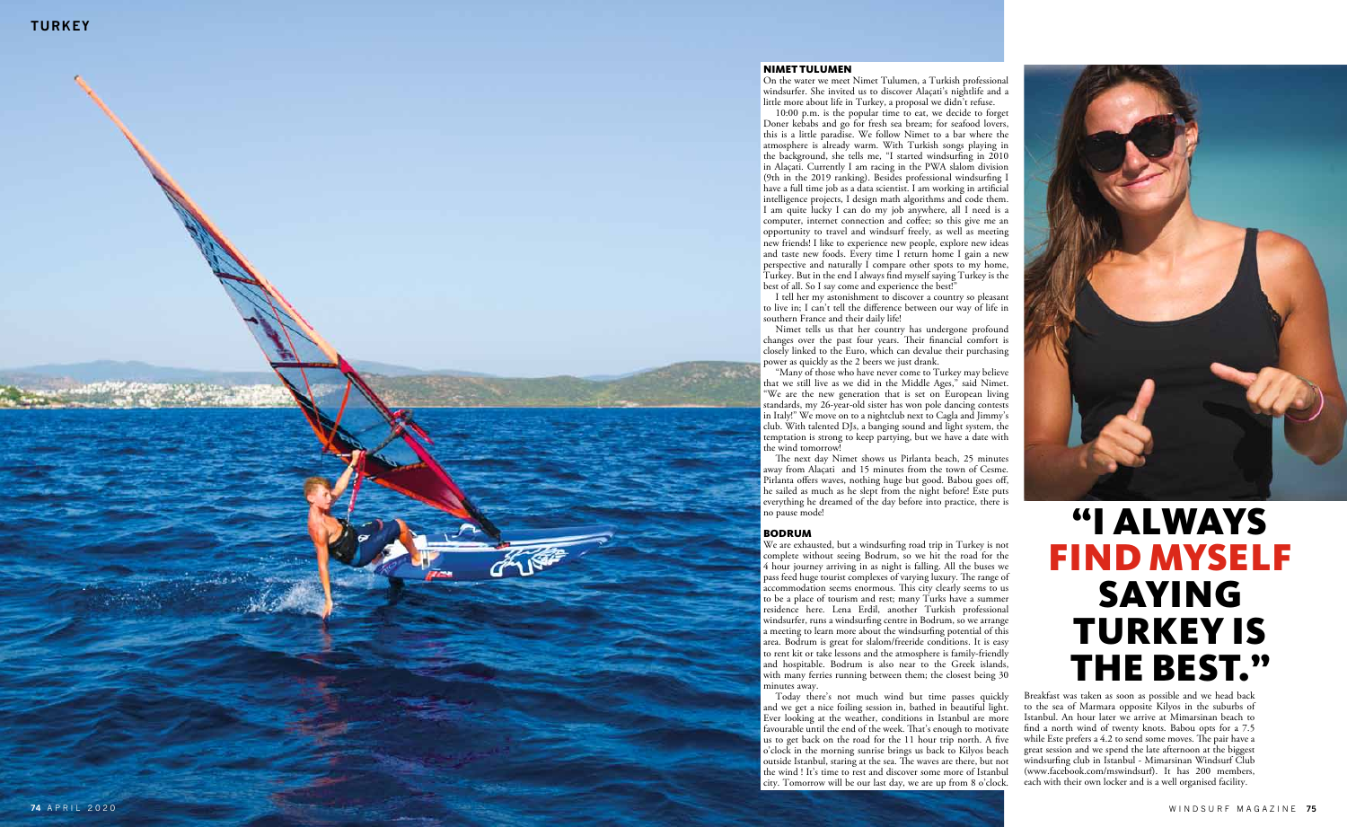## NIMET TULUMEN

On the water we meet Nimet Tulumen, a Turkish professional windsurfer. She invited us to discover Alaçati's nightlife and a little more about life in Turkey, a proposal we didn't refuse.

10:00 p.m. is the popular time to eat, we decide to forget Doner kebabs and go for fresh sea bream; for seafood lovers, this is a little paradise. We follow Nimet to a bar where the atmosphere is already warm. With Turkish songs playing in the background, she tells me, "I started windsurfing in 2010 in Alaçati. Currently I am racing in the PWA slalom division (9th in the 2019 ranking). Besides professional windsurfing I have a full time job as a data scientist. I am working in artificial intelligence projects, I design math algorithms and code them. I am quite lucky I can do my job anywhere, all I need is a computer, internet connection and coffee; so this give me an opportunity to travel and windsurf freely, as well as meeting new friends! I like to experience new people, explore new ideas and taste new foods. Every time I return home I gain a new perspective and naturally I compare other spots to my home, Turkey. But in the end I always find myself saying Turkey is the best of all. So I say come and experience the best!"

I tell her my astonishment to discover a country so pleasant to live in; I can't tell the difference between our way of life in southern France and their daily life!

Nimet tells us that her country has undergone profound changes over the past four years. Their financial comfort is closely linked to the Euro, which can devalue their purchasing power as quickly as the 2 beers we just drank.

"Many of those who have never come to Turkey may believe that we still live as we did in the Middle Ages," said Nimet. "We are the new generation that is set on European living standards, my 26-year-old sister has won pole dancing contests in Italy!" We move on to a nightclub next to Cagla and Jimmy's club. With talented DJs, a banging sound and light system, the temptation is strong to keep partying, but we have a date with the wind tomorrow!

The next day Nimet shows us Pirlanta beach, 25 minutes away from Alaçati and 15 minutes from the town of Cesme. Pirlanta offers waves, nothing huge but good. Babou goes off, he sailed as much as he slept from the night before! Este puts everything he dreamed of the day before into practice, there is no pause mode!

## BODRUM

We are exhausted, but a windsurfing road trip in Turkey is not complete without seeing Bodrum, so we hit the road for the 4 hour journey arriving in as night is falling. All the buses we pass feed huge tourist complexes of varying luxury. The range of accommodation seems enormous. This city clearly seems to us to be a place of tourism and rest; many Turks have a summer residence here. Lena Erdil, another Turkish professional windsurfer, runs a windsurfing centre in Bodrum, so we arrange a meeting to learn more about the windsurfing potential of this area. Bodrum is great for slalom/freeride conditions. It is easy to rent kit or take lessons and the atmosphere is family-friendly and hospitable. Bodrum is also near to the Greek islands, with many ferries running between them; the closest being 30 minutes away.

Today there's not much wind but time passes quickly and we get a nice foiling session in, bathed in beautiful light. Ever looking at the weather, conditions in Istanbul are more favourable until the end of the week. That's enough to motivate us to get back on the road for the 11 hour trip north. A five o'clock in the morning sunrise brings us back to Kilyos beach outside Istanbul, staring at the sea. The waves are there, but not the wind ! It's time to rest and discover some more of Istanbul city. Tomorrow will be our last day, we are up from 8 o'clock.

# "I ALWAYS FIND MYSELF SAYING TURKEY IS THE BEST."

Breakfast was taken as soon as possible and we head back to the sea of Marmara opposite Kilyos in the suburbs of Istanbul. An hour later we arrive at Mimarsinan beach to find a north wind of twenty knots. Babou opts for a 7.5 while Este prefers a 4.2 to send some moves. The pair have a great session and we spend the late afternoon at the biggest windsurfing club in Istanbul - Mimarsinan Windsurf Club (www.facebook.com/mswindsurf). It has 200 members, each with their own locker and is a well organised facility.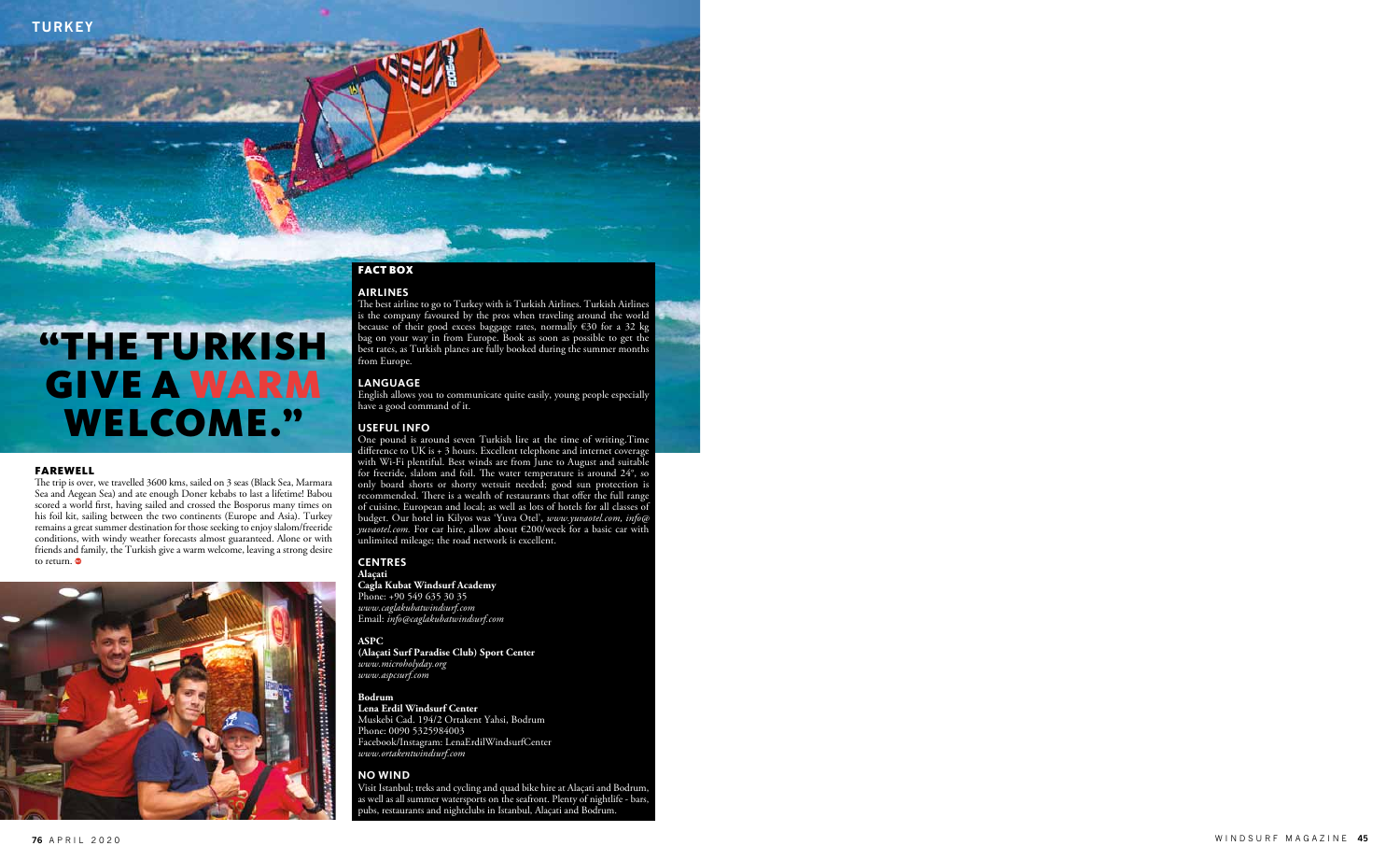# "THE TURKISH GIVE A WARM WELCOME."

## FAREWELL

The trip is over, we travelled 3600 kms, sailed on 3 seas (Black Sea, Marmara Sea and Aegean Sea) and ate enough Doner kebabs to last a lifetime! Babou scored a world first, having sailed and crossed the Bosporus many times on his foil kit, sailing between the two continents (Europe and Asia). Turkey remains a great summer destination for those seeking to enjoy slalom/freeride conditions, with windy weather forecasts almost guaranteed. Alone or with friends and family, the Turkish give a warm welcome, leaving a strong desire to return.

## FACT BOX

### AIRLINES

The best airline to go to Turkey with is Turkish Airlines. Turkish Airlines is the company favoured by the pros when traveling around the world because of their good excess baggage rates, normally €30 for a 32 kg bag on your way in from Europe. Book as soon as possible to get the best rates, as Turkish planes are fully booked during the summer months from Europe.

### LANGUAGE

English allows you to communicate quite easily, young people especially have a good command of it.

### USEFUL INFO

One pound is around seven Turkish lire at the time of writing.Time difference to UK is + 3 hours. Excellent telephone and internet coverage with Wi-Fi plentiful. Best winds are from June to August and suitable for freeride, slalom and foil. The water temperature is around 24°, so only board shorts or shorty wetsuit needed; good sun protection is recommended. There is a wealth of restaurants that offer the full range of cuisine, European and local; as well as lots of hotels for all classes of budget. Our hotel in Kilyos was 'Yuva Otel', *www.yuvaotel.com, info@yuvaotel.com.* For car hire, allow about €200/week for a basic car with unlimited mileage; the road network is excellent.

### CENTRES

**Alaçati**
**Cagla Kubat Windsurf Academy**
Phone: +90 549 635 30 35
*www.caglakubatwindsurf.com*
Email: *info@caglakubatwindsurf.com*

**ASPC**
**(Alaçati Surf Paradise Club) Sport Center**
*www.microholyday.org*
*www.aspcsurf.com*

**Bodrum**
**Lena Erdil Windsurf Center**
Muskebi Cad. 194/2 Ortakent Yahsi, Bodrum
Phone: 0090 5325984003
Facebook/Instagram: LenaErdilWindsurfCenter
*www.ortakentwindsurf.com*

### NO WIND

Visit Istanbul; treks and cycling and quad bike hire at Alaçati and Bodrum, as well as all summer watersports on the seafront. Plenty of nightlife - bars, pubs, restaurants and nightclubs in Istanbul, Alaçati and Bodrum.